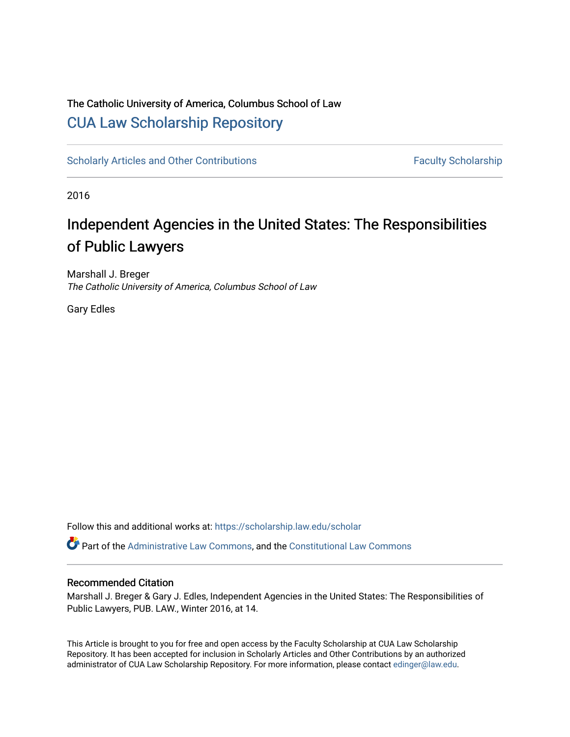The Catholic University of America, Columbus School of Law

# CUA Law Scholarship Repository

Scholarly Articles and Other Contributions | Faculty Scholarship

2016

## Independent Agencies in the United States: The Responsibilities of Public Lawyers

Marshall J. Breger
*The Catholic University of America, Columbus School of Law*

Gary Edles

Follow this and additional works at: https://scholarship.law.edu/scholar

Part of the Administrative Law Commons, and the Constitutional Law Commons

### Recommended Citation

Marshall J. Breger & Gary J. Edles, Independent Agencies in the United States: The Responsibilities of Public Lawyers, PUB. LAW., Winter 2016, at 14.

This Article is brought to you for free and open access by the Faculty Scholarship at CUA Law Scholarship Repository. It has been accepted for inclusion in Scholarly Articles and Other Contributions by an authorized administrator of CUA Law Scholarship Repository. For more information, please contact edinger@law.edu.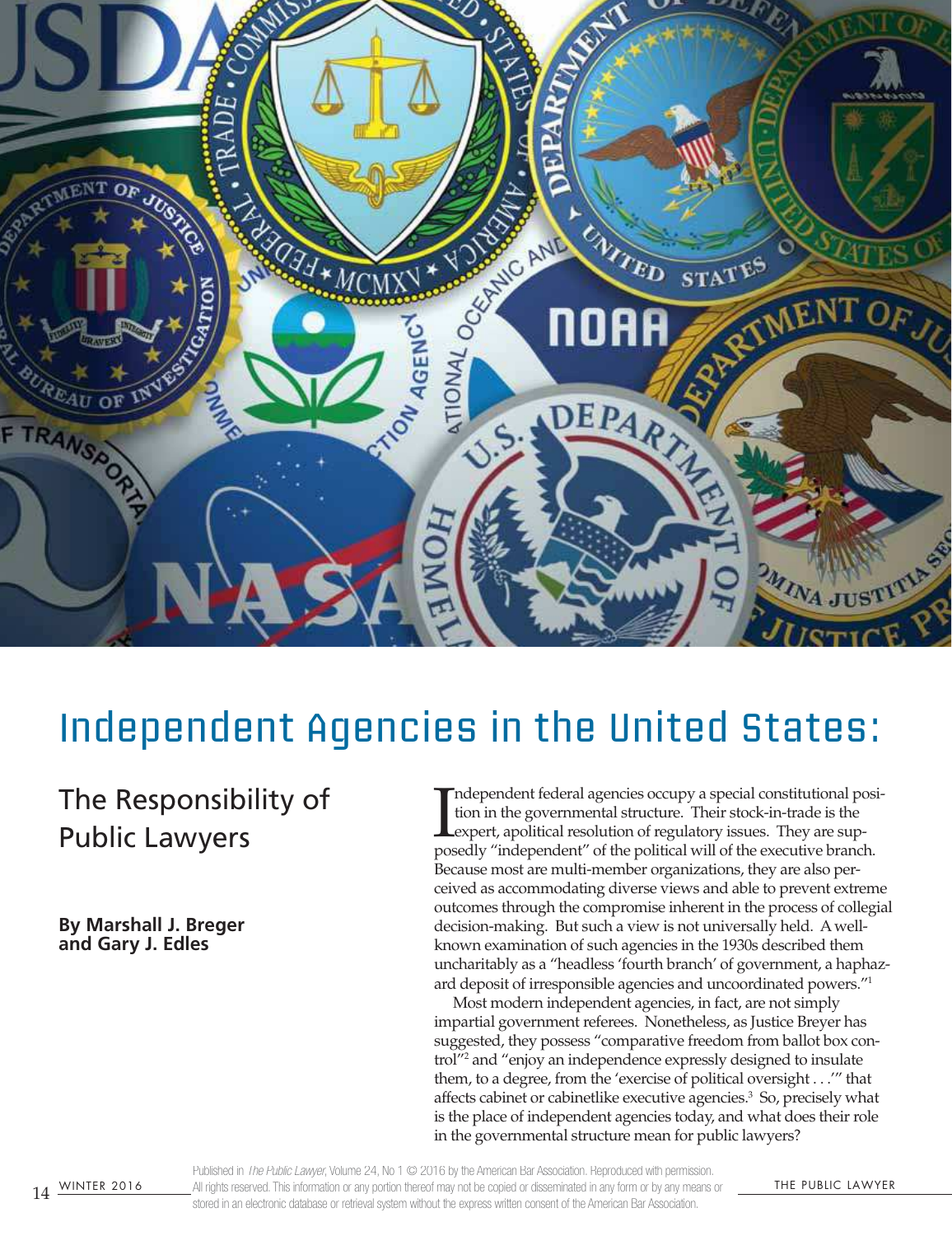# Independent Agencies in the United States:

## The Responsibility of Public Lawyers

**By Marshall J. Breger and Gary J. Edles**

Independent federal agencies occupy a special constitutional position in the governmental structure. Their stock-in-trade is the expert, apolitical resolution of regulatory issues. They are supposedly "independent" of the political will of the executive branch. Because most are multi-member organizations, they are also perceived as accommodating diverse views and able to prevent extreme outcomes through the compromise inherent in the process of collegial decision-making. But such a view is not universally held. A well-known examination of such agencies in the 1930s described them uncharitably as a "headless 'fourth branch' of government, a haphazard deposit of irresponsible agencies and uncoordinated powers."[1]

Most modern independent agencies, in fact, are not simply impartial government referees. Nonetheless, as Justice Breyer has suggested, they possess "comparative freedom from ballot box control"[2] and "enjoy an independence expressly designed to insulate them, to a degree, from the 'exercise of political oversight . . .'" that affects cabinet or cabinetlike executive agencies.[3] So, precisely what is the place of independent agencies today, and what does their role in the governmental structure mean for public lawyers?

Published in *The Public Lawyer*, Volume 24, No 1 © 2016 by the American Bar Association. Reproduced with permission. All rights reserved. This information or any portion thereof may not be copied or disseminated in any form or by any means or stored in an electronic database or retrieval system without the express written consent of the American Bar Association.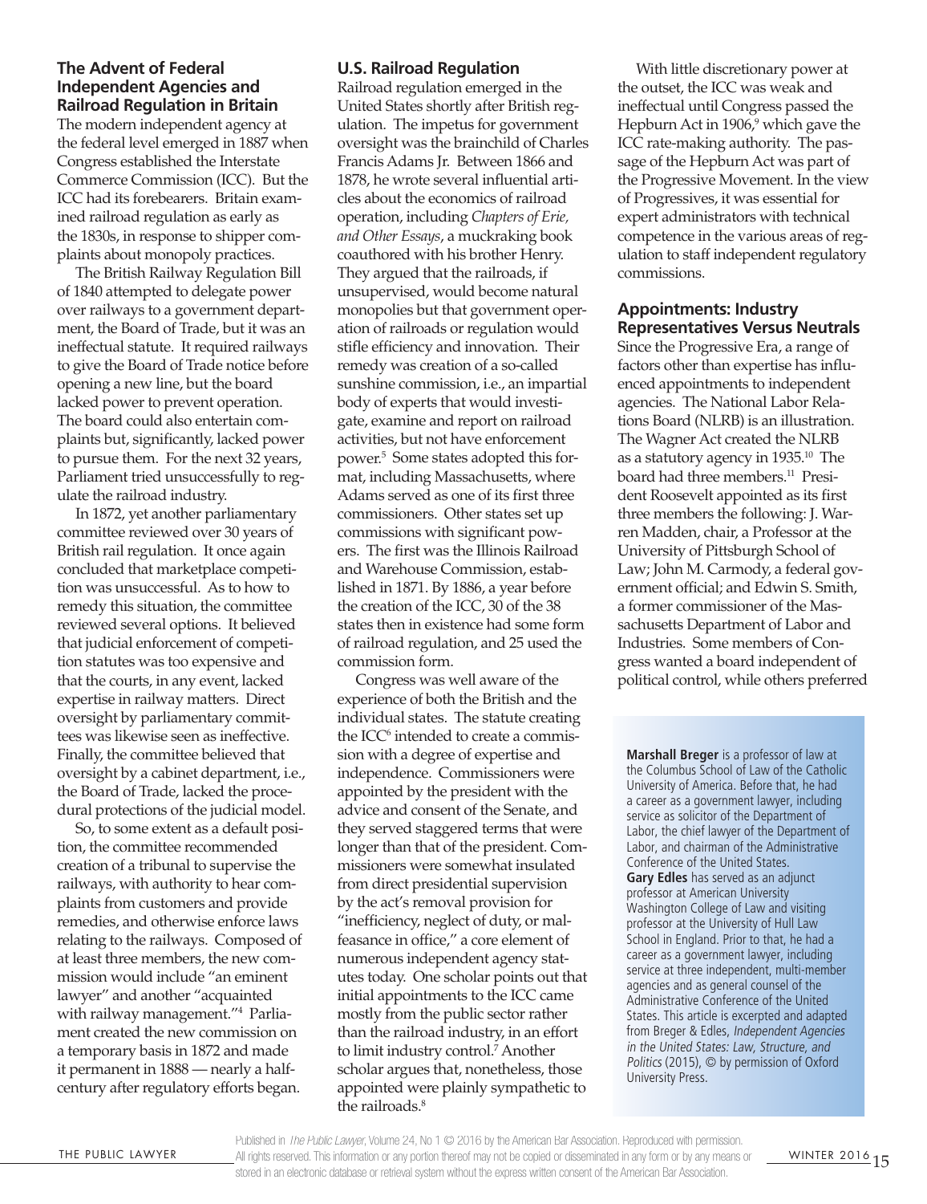### The Advent of Federal Independent Agencies and Railroad Regulation in Britain

The modern independent agency at the federal level emerged in 1887 when Congress established the Interstate Commerce Commission (ICC). But the ICC had its forebearers. Britain examined railroad regulation as early as the 1830s, in response to shipper complaints about monopoly practices.

The British Railway Regulation Bill of 1840 attempted to delegate power over railways to a government department, the Board of Trade, but it was an ineffectual statute. It required railways to give the Board of Trade notice before opening a new line, but the board lacked power to prevent operation. The board could also entertain complaints but, significantly, lacked power to pursue them. For the next 32 years, Parliament tried unsuccessfully to regulate the railroad industry.

In 1872, yet another parliamentary committee reviewed over 30 years of British rail regulation. It once again concluded that marketplace competition was unsuccessful. As to how to remedy this situation, the committee reviewed several options. It believed that judicial enforcement of competition statutes was too expensive and that the courts, in any event, lacked expertise in railway matters. Direct oversight by parliamentary committees was likewise seen as ineffective. Finally, the committee believed that oversight by a cabinet department, i.e., the Board of Trade, lacked the procedural protections of the judicial model.

So, to some extent as a default position, the committee recommended creation of a tribunal to supervise the railways, with authority to hear complaints from customers and provide remedies, and otherwise enforce laws relating to the railways. Composed of at least three members, the new commission would include "an eminent lawyer" and another "acquainted with railway management."[4] Parliament created the new commission on a temporary basis in 1872 and made it permanent in 1888 — nearly a half-century after regulatory efforts began.

### U.S. Railroad Regulation

Railroad regulation emerged in the United States shortly after British regulation. The impetus for government oversight was the brainchild of Charles Francis Adams Jr. Between 1866 and 1878, he wrote several influential articles about the economics of railroad operation, including *Chapters of Erie, and Other Essays*, a muckraking book coauthored with his brother Henry. They argued that the railroads, if unsupervised, would become natural monopolies but that government operation of railroads or regulation would stifle efficiency and innovation. Their remedy was creation of a so-called sunshine commission, i.e., an impartial body of experts that would investigate, examine and report on railroad activities, but not have enforcement power.[5] Some states adopted this format, including Massachusetts, where Adams served as one of its first three commissioners. Other states set up commissions with significant powers. The first was the Illinois Railroad and Warehouse Commission, established in 1871. By 1886, a year before the creation of the ICC, 30 of the 38 states then in existence had some form of railroad regulation, and 25 used the commission form.

Congress was well aware of the experience of both the British and the individual states. The statute creating the ICC[6] intended to create a commission with a degree of expertise and independence. Commissioners were appointed by the president with the advice and consent of the Senate, and they served staggered terms that were longer than that of the president. Commissioners were somewhat insulated from direct presidential supervision by the act's removal provision for "inefficiency, neglect of duty, or malfeasance in office," a core element of numerous independent agency statutes today. One scholar points out that initial appointments to the ICC came mostly from the public sector rather than the railroad industry, in an effort to limit industry control.[7] Another scholar argues that, nonetheless, those appointed were plainly sympathetic to the railroads.[8]

With little discretionary power at the outset, the ICC was weak and ineffectual until Congress passed the Hepburn Act in 1906,[9] which gave the ICC rate-making authority. The passage of the Hepburn Act was part of the Progressive Movement. In the view of Progressives, it was essential for expert administrators with technical competence in the various areas of regulation to staff independent regulatory commissions.

### Appointments: Industry Representatives Versus Neutrals

Since the Progressive Era, a range of factors other than expertise has influenced appointments to independent agencies. The National Labor Relations Board (NLRB) is an illustration. The Wagner Act created the NLRB as a statutory agency in 1935.[10] The board had three members.[11] President Roosevelt appointed as its first three members the following: J. Warren Madden, chair, a Professor at the University of Pittsburgh School of Law; John M. Carmody, a federal government official; and Edwin S. Smith, a former commissioner of the Massachusetts Department of Labor and Industries. Some members of Congress wanted a board independent of political control, while others preferred

**Marshall Breger** is a professor of law at the Columbus School of Law of the Catholic University of America. Before that, he had a career as a government lawyer, including service as solicitor of the Department of Labor, the chief lawyer of the Department of Labor, and chairman of the Administrative Conference of the United States.
**Gary Edles** has served as an adjunct professor at American University Washington College of Law and visiting professor at the University of Hull Law School in England. Prior to that, he had a career as a government lawyer, including service at three independent, multi-member agencies and as general counsel of the Administrative Conference of the United States. This article is excerpted and adapted from Breger & Edles, *Independent Agencies in the United States: Law, Structure, and Politics* (2015), © by permission of Oxford University Press.

Published in *The Public Lawyer*, Volume 24, No 1 © 2016 by the American Bar Association. Reproduced with permission. All rights reserved. This information or any portion thereof may not be copied or disseminated in any form or by any means or stored in an electronic database or retrieval system without the express written consent of the American Bar Association.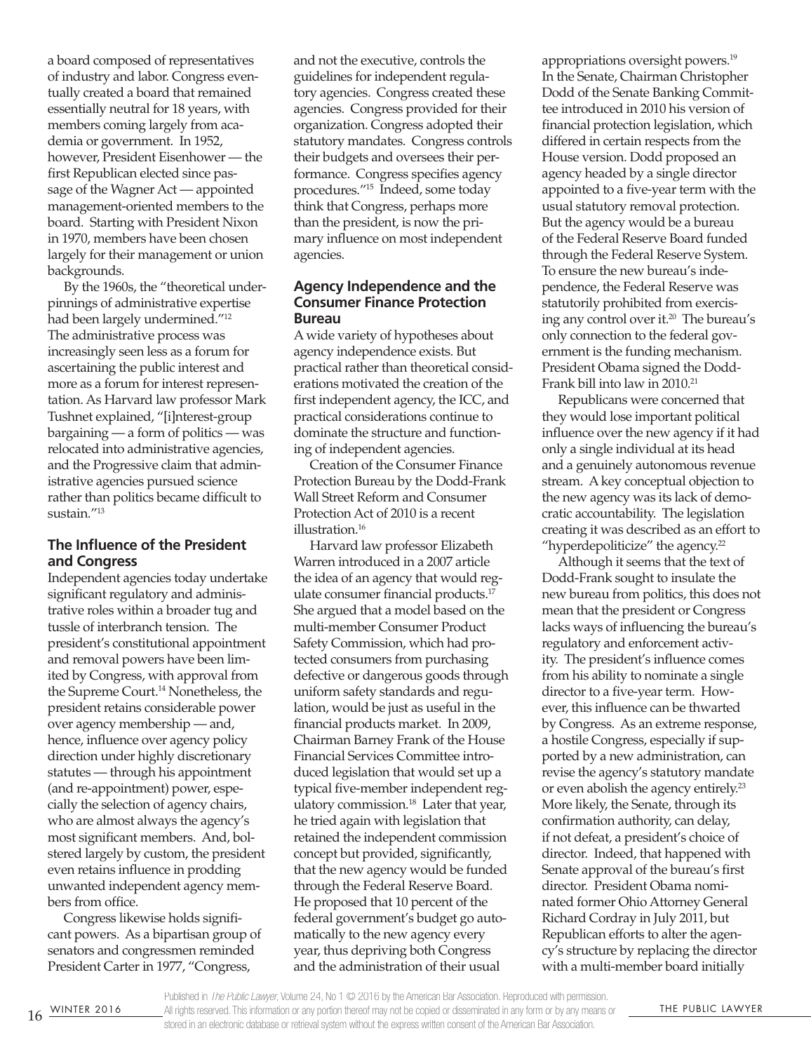a board composed of representatives of industry and labor. Congress eventually created a board that remained essentially neutral for 18 years, with members coming largely from academia or government. In 1952, however, President Eisenhower — the first Republican elected since passage of the Wagner Act — appointed management-oriented members to the board. Starting with President Nixon in 1970, members have been chosen largely for their management or union backgrounds.

By the 1960s, the "theoretical underpinnings of administrative expertise had been largely undermined."[12] The administrative process was increasingly seen less as a forum for ascertaining the public interest and more as a forum for interest representation. As Harvard law professor Mark Tushnet explained, "[i]nterest-group bargaining — a form of politics — was relocated into administrative agencies, and the Progressive claim that administrative agencies pursued science rather than politics became difficult to sustain."[13]

## The Influence of the President and Congress

Independent agencies today undertake significant regulatory and administrative roles within a broader tug and tussle of interbranch tension. The president's constitutional appointment and removal powers have been limited by Congress, with approval from the Supreme Court.[14] Nonetheless, the president retains considerable power over agency membership — and, hence, influence over agency policy direction under highly discretionary statutes — through his appointment (and re-appointment) power, especially the selection of agency chairs, who are almost always the agency's most significant members. And, bolstered largely by custom, the president even retains influence in prodding unwanted independent agency members from office.

Congress likewise holds significant powers. As a bipartisan group of senators and congressmen reminded President Carter in 1977, "Congress, and not the executive, controls the guidelines for independent regulatory agencies. Congress created these agencies. Congress provided for their organization. Congress adopted their statutory mandates. Congress controls their budgets and oversees their performance. Congress specifies agency procedures."[15] Indeed, some today think that Congress, perhaps more than the president, is now the primary influence on most independent agencies.

## Agency Independence and the Consumer Finance Protection Bureau

A wide variety of hypotheses about agency independence exists. But practical rather than theoretical considerations motivated the creation of the first independent agency, the ICC, and practical considerations continue to dominate the structure and functioning of independent agencies.

Creation of the Consumer Finance Protection Bureau by the Dodd-Frank Wall Street Reform and Consumer Protection Act of 2010 is a recent illustration.[16]

Harvard law professor Elizabeth Warren introduced in a 2007 article the idea of an agency that would regulate consumer financial products.[17] She argued that a model based on the multi-member Consumer Product Safety Commission, which had protected consumers from purchasing defective or dangerous goods through uniform safety standards and regulation, would be just as useful in the financial products market. In 2009, Chairman Barney Frank of the House Financial Services Committee introduced legislation that would set up a typical five-member independent regulatory commission.[18] Later that year, he tried again with legislation that retained the independent commission concept but provided, significantly, that the new agency would be funded through the Federal Reserve Board. He proposed that 10 percent of the federal government's budget go automatically to the new agency every year, thus depriving both Congress and the administration of their usual appropriations oversight powers.[19] In the Senate, Chairman Christopher Dodd of the Senate Banking Committee introduced in 2010 his version of financial protection legislation, which differed in certain respects from the House version. Dodd proposed an agency headed by a single director appointed to a five-year term with the usual statutory removal protection. But the agency would be a bureau of the Federal Reserve Board funded through the Federal Reserve System. To ensure the new bureau's independence, the Federal Reserve was statutorily prohibited from exercising any control over it.[20] The bureau's only connection to the federal government is the funding mechanism. President Obama signed the Dodd-Frank bill into law in 2010.[21]

Republicans were concerned that they would lose important political influence over the new agency if it had only a single individual at its head and a genuinely autonomous revenue stream. A key conceptual objection to the new agency was its lack of democratic accountability. The legislation creating it was described as an effort to "hyperdepoliticize" the agency.[22]

Although it seems that the text of Dodd-Frank sought to insulate the new bureau from politics, this does not mean that the president or Congress lacks ways of influencing the bureau's regulatory and enforcement activity. The president's influence comes from his ability to nominate a single director to a five-year term. However, this influence can be thwarted by Congress. As an extreme response, a hostile Congress, especially if supported by a new administration, can revise the agency's statutory mandate or even abolish the agency entirely.[23] More likely, the Senate, through its confirmation authority, can delay, if not defeat, a president's choice of director. Indeed, that happened with Senate approval of the bureau's first director. President Obama nominated former Ohio Attorney General Richard Cordray in July 2011, but Republican efforts to alter the agency's structure by replacing the director with a multi-member board initially

Published in *The Public Lawyer*, Volume 24, No 1 © 2016 by the American Bar Association. Reproduced with permission. All rights reserved. This information or any portion thereof may not be copied or disseminated in any form or by any means or stored in an electronic database or retrieval system without the express written consent of the American Bar Association.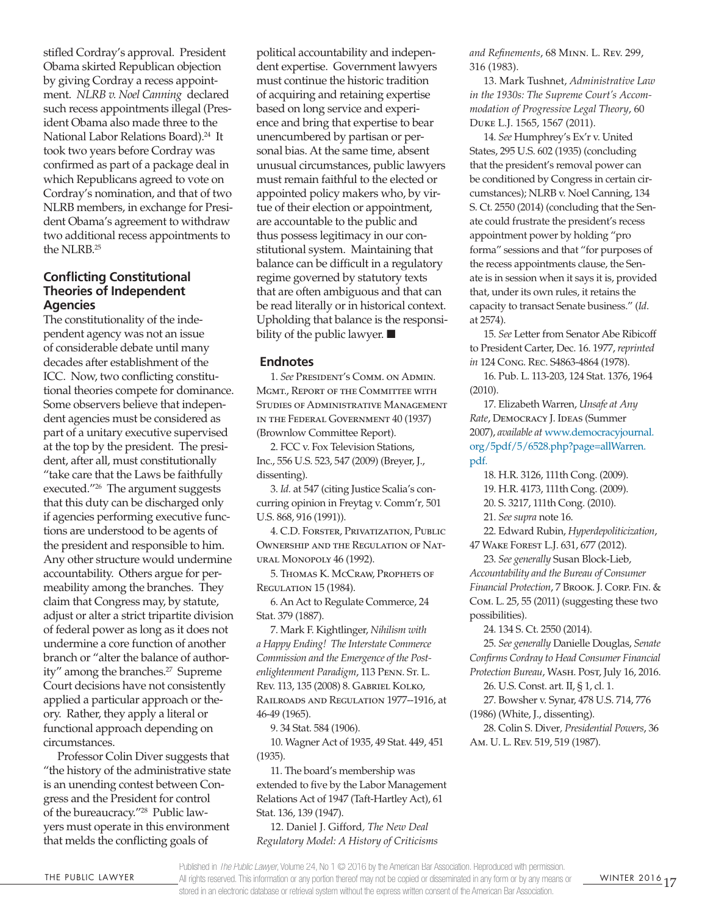stifled Cordray's approval. President Obama skirted Republican objection by giving Cordray a recess appointment. *NLRB v. Noel Canning* declared such recess appointments illegal (President Obama also made three to the National Labor Relations Board).[24] It took two years before Cordray was confirmed as part of a package deal in which Republicans agreed to vote on Cordray's nomination, and that of two NLRB members, in exchange for President Obama's agreement to withdraw two additional recess appointments to the NLRB.[25]

## Conflicting Constitutional Theories of Independent Agencies

The constitutionality of the independent agency was not an issue of considerable debate until many decades after establishment of the ICC. Now, two conflicting constitutional theories compete for dominance. Some observers believe that independent agencies must be considered as part of a unitary executive supervised at the top by the president. The president, after all, must constitutionally "take care that the Laws be faithfully executed."[26] The argument suggests that this duty can be discharged only if agencies performing executive functions are understood to be agents of the president and responsible to him. Any other structure would undermine accountability. Others argue for permeability among the branches. They claim that Congress may, by statute, adjust or alter a strict tripartite division of federal power as long as it does not undermine a core function of another branch or "alter the balance of authority" among the branches.[27] Supreme Court decisions have not consistently applied a particular approach or theory. Rather, they apply a literal or functional approach depending on circumstances.

Professor Colin Diver suggests that "the history of the administrative state is an unending contest between Congress and the President for control of the bureaucracy."[28] Public lawyers must operate in this environment that melds the conflicting goals of political accountability and independent expertise. Government lawyers must continue the historic tradition of acquiring and retaining expertise based on long service and experience and bring that expertise to bear unencumbered by partisan or personal bias. At the same time, absent unusual circumstances, public lawyers must remain faithful to the elected or appointed policy makers who, by virtue of their election or appointment, are accountable to the public and thus possess legitimacy in our constitutional system. Maintaining that balance can be difficult in a regulatory regime governed by statutory texts that are often ambiguous and that can be read literally or in historical context. Upholding that balance is the responsibility of the public lawyer. ■

## Endnotes

1. *See* President's Comm. on Admin. Mgmt., Report of the Committee with Studies of Administrative Management in the Federal Government 40 (1937) (Brownlow Committee Report).

2. FCC v. Fox Television Stations, Inc., 556 U.S. 523, 547 (2009) (Breyer, J., dissenting).

3. *Id.* at 547 (citing Justice Scalia's concurring opinion in Freytag v. Comm'r, 501 U.S. 868, 916 (1991)).

4. C.D. Forster, Privatization, Public Ownership and the Regulation of Natural Monopoly 46 (1992).

5. Thomas K. McCraw, Prophets of Regulation 15 (1984).

6. An Act to Regulate Commerce, 24 Stat. 379 (1887).

7. Mark F. Kightlinger, *Nihilism with a Happy Ending! The Interstate Commerce Commission and the Emergence of the Post-enlightenment Paradigm*, 113 Penn. St. L. Rev. 113, 135 (2008) 8. Gabriel Kolko, Railroads and Regulation 1977--1916, at 46-49 (1965).

9. 34 Stat. 584 (1906).

10. Wagner Act of 1935, 49 Stat. 449, 451 (1935).

11. The board's membership was extended to five by the Labor Management Relations Act of 1947 (Taft-Hartley Act), 61 Stat. 136, 139 (1947).

12. Daniel J. Gifford*, The New Deal Regulatory Model: A History of Criticisms and Refinements*, 68 Minn. L. Rev. 299, 316 (1983).

13. Mark Tushnet, *Administrative Law in the 1930s: The Supreme Court's Accommodation of Progressive Legal Theory*, 60 Duke L.J. 1565, 1567 (2011).

14. *See* Humphrey's Ex'r v. United States, 295 U.S. 602 (1935) (concluding that the president's removal power can be conditioned by Congress in certain circumstances); NLRB v. Noel Canning, 134 S. Ct. 2550 (2014) (concluding that the Senate could frustrate the president's recess appointment power by holding "pro forma" sessions and that "for purposes of the recess appointments clause, the Senate is in session when it says it is, provided that, under its own rules, it retains the capacity to transact Senate business." (*Id.* at 2574).

15. *See* Letter from Senator Abe Ribicoff to President Carter, Dec. 16. 1977, *reprinted in* 124 Cong. Rec. S4863-4864 (1978).

16. Pub. L. 113-203, 124 Stat. 1376, 1964 (2010).

17. Elizabeth Warren, *Unsafe at Any Rate*, Democracy J. Ideas (Summer 2007), *available at* www.democracyjournal.org/5pdf/5/6528.php?page=allWarren.pdf.

18. H.R. 3126, 111th Cong. (2009).

19. H.R. 4173, 111th Cong. (2009).

20. S. 3217, 111th Cong. (2010).

21. *See supra* note 16.

22. Edward Rubin, *Hyperdepoliticization*, 47 Wake Forest L.J. 631, 677 (2012).

23. *See generally* Susan Block-Lieb, *Accountability and the Bureau of Consumer Financial Protection*, 7 Brook. J. Corp. Fin. & Com. L. 25, 55 (2011) (suggesting these two possibilities).

24. 134 S. Ct. 2550 (2014).

25. *See generally* Danielle Douglas, *Senate Confirms Cordray to Head Consumer Financial Protection Bureau*, Wash. Post, July 16, 2016.

26. U.S. Const. art. II, § 1, cl. 1.

27. Bowsher v. Synar, 478 U.S. 714, 776 (1986) (White, J., dissenting).

28. Colin S. Diver, *Presidential Powers*, 36 Am. U. L. Rev. 519, 519 (1987).

Published in *The Public Lawyer*, Volume 24, No 1 © 2016 by the American Bar Association. Reproduced with permission. All rights reserved. This information or any portion thereof may not be copied or disseminated in any form or by any means or stored in an electronic database or retrieval system without the express written consent of the American Bar Association.